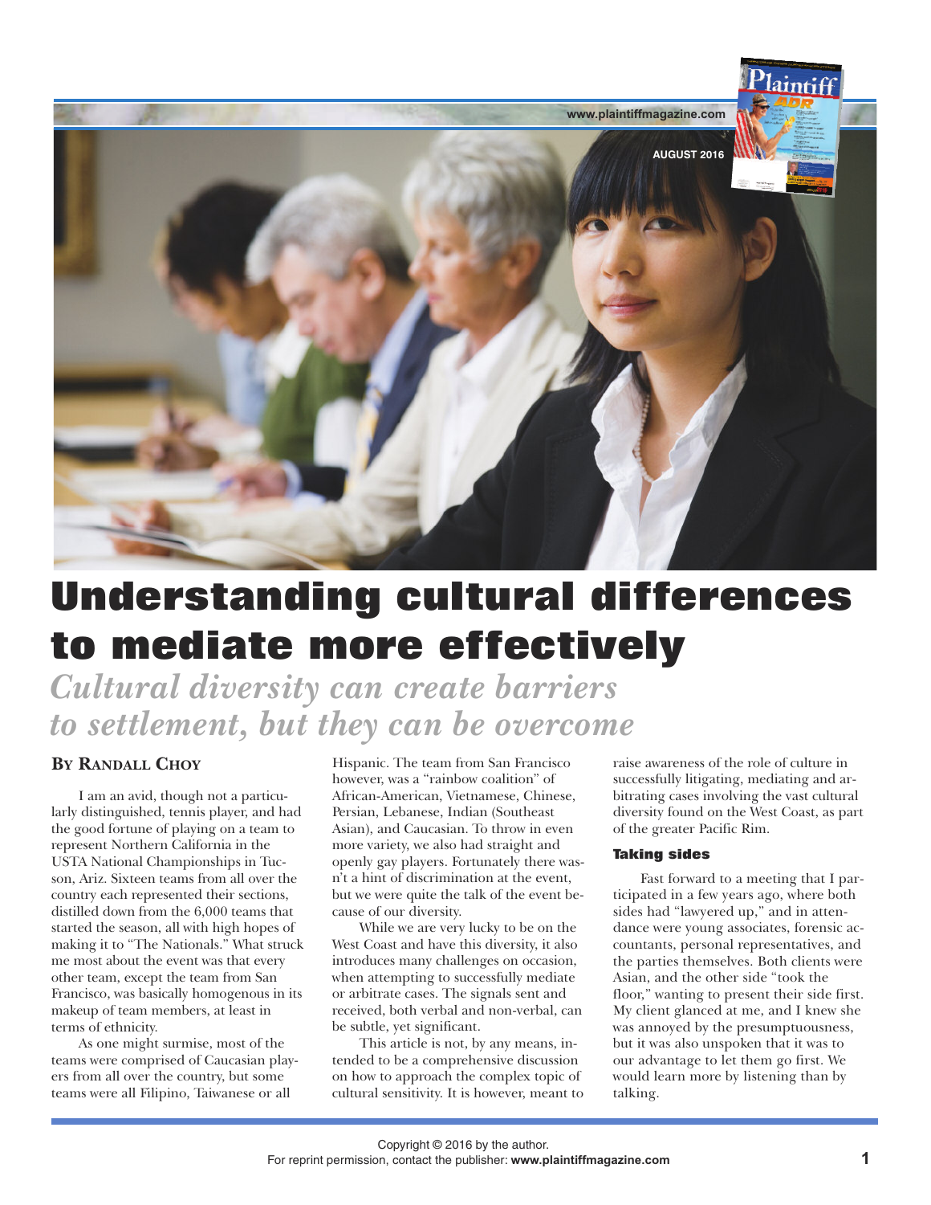# Understanding cultural differences to mediate more effectively

## *Cultural diversity can create barriers to settlement, but they can be overcome*

**By Randall Choy**

I am an avid, though not a particularly distinguished, tennis player, and had the good fortune of playing on a team to represent Northern California in the USTA National Championships in Tucson, Ariz. Sixteen teams from all over the country each represented their sections, distilled down from the 6,000 teams that started the season, all with high hopes of making it to "The Nationals." What struck me most about the event was that every other team, except the team from San Francisco, was basically homogenous in its makeup of team members, at least in terms of ethnicity.

As one might surmise, most of the teams were comprised of Caucasian players from all over the country, but some teams were all Filipino, Taiwanese or all Hispanic. The team from San Francisco however, was a "rainbow coalition" of African-American, Vietnamese, Chinese, Persian, Lebanese, Indian (Southeast Asian), and Caucasian. To throw in even more variety, we also had straight and openly gay players. Fortunately there wasn't a hint of discrimination at the event, but we were quite the talk of the event because of our diversity.

While we are very lucky to be on the West Coast and have this diversity, it also introduces many challenges on occasion, when attempting to successfully mediate or arbitrate cases. The signals sent and received, both verbal and non-verbal, can be subtle, yet significant.

This article is not, by any means, intended to be a comprehensive discussion on how to approach the complex topic of cultural sensitivity. It is however, meant to raise awareness of the role of culture in successfully litigating, mediating and arbitrating cases involving the vast cultural diversity found on the West Coast, as part of the greater Pacific Rim.

### Taking sides

Fast forward to a meeting that I participated in a few years ago, where both sides had "lawyered up," and in attendance were young associates, forensic accountants, personal representatives, and the parties themselves. Both clients were Asian, and the other side "took the floor," wanting to present their side first. My client glanced at me, and I knew she was annoyed by the presumptuousness, but it was also unspoken that it was to our advantage to let them go first. We would learn more by listening than by talking.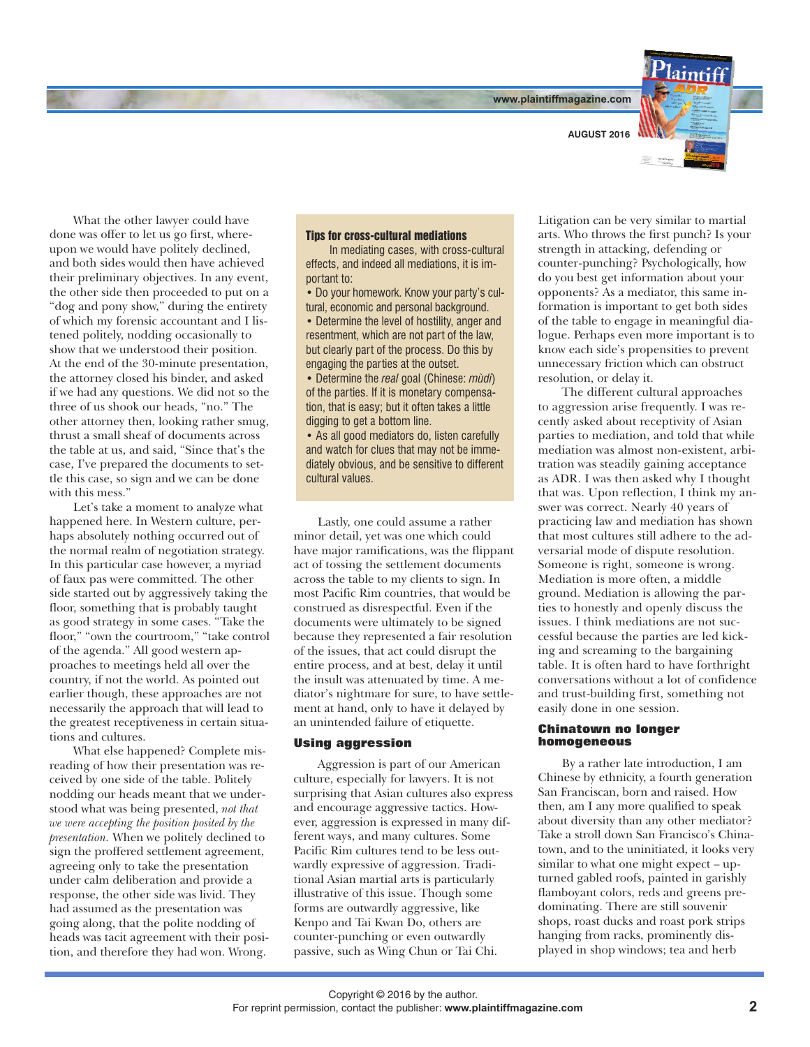What the other lawyer could have done was offer to let us go first, whereupon we would have politely declined, and both sides would then have achieved their preliminary objectives. In any event, the other side then proceeded to put on a "dog and pony show," during the entirety of which my forensic accountant and I listened politely, nodding occasionally to show that we understood their position. At the end of the 30-minute presentation, the attorney closed his binder, and asked if we had any questions. We did not so the three of us shook our heads, "no." The other attorney then, looking rather smug, thrust a small sheaf of documents across the table at us, and said, "Since that's the case, I've prepared the documents to settle this case, so sign and we can be done with this mess."

Let's take a moment to analyze what happened here. In Western culture, perhaps absolutely nothing occurred out of the normal realm of negotiation strategy. In this particular case however, a myriad of faux pas were committed. The other side started out by aggressively taking the floor, something that is probably taught as good strategy in some cases. "Take the floor," "own the courtroom," "take control of the agenda." All good western approaches to meetings held all over the country, if not the world. As pointed out earlier though, these approaches are not necessarily the approach that will lead to the greatest receptiveness in certain situations and cultures.

What else happened? Complete misreading of how their presentation was received by one side of the table. Politely nodding our heads meant that we understood what was being presented, *not that we were accepting the position posited by the presentation.* When we politely declined to sign the proffered settlement agreement, agreeing only to take the presentation under calm deliberation and provide a response, the other side was livid. They had assumed as the presentation was going along, that the polite nodding of heads was tacit agreement with their position, and therefore they had won. Wrong.

### Tips for cross-cultural mediations

In mediating cases, with cross-cultural effects, and indeed all mediations, it is important to:

- Do your homework. Know your party's cultural, economic and personal background.
- Determine the level of hostility, anger and resentment, which are not part of the law, but clearly part of the process. Do this by engaging the parties at the outset.
- Determine the *real* goal (Chinese: *mùdì*) of the parties. If it is monetary compensation, that is easy; but it often takes a little digging to get a bottom line.
- As all good mediators do, listen carefully and watch for clues that may not be immediately obvious, and be sensitive to different cultural values.

Lastly, one could assume a rather minor detail, yet was one which could have major ramifications, was the flippant act of tossing the settlement documents across the table to my clients to sign. In most Pacific Rim countries, that would be construed as disrespectful. Even if the documents were ultimately to be signed because they represented a fair resolution of the issues, that act could disrupt the entire process, and at best, delay it until the insult was attenuated by time. A mediator's nightmare for sure, to have settlement at hand, only to have it delayed by an unintended failure of etiquette.

## Using aggression

Aggression is part of our American culture, especially for lawyers. It is not surprising that Asian cultures also express and encourage aggressive tactics. However, aggression is expressed in many different ways, and many cultures. Some Pacific Rim cultures tend to be less outwardly expressive of aggression. Traditional Asian martial arts is particularly illustrative of this issue. Though some forms are outwardly aggressive, like Kenpo and Tai Kwan Do, others are counter-punching or even outwardly passive, such as Wing Chun or Tai Chi. Litigation can be very similar to martial arts. Who throws the first punch? Is your strength in attacking, defending or counter-punching? Psychologically, how do you best get information about your opponents? As a mediator, this same information is important to get both sides of the table to engage in meaningful dialogue. Perhaps even more important is to know each side's propensities to prevent unnecessary friction which can obstruct resolution, or delay it.

The different cultural approaches to aggression arise frequently. I was recently asked about receptivity of Asian parties to mediation, and told that while mediation was almost non-existent, arbitration was steadily gaining acceptance as ADR. I was then asked why I thought that was. Upon reflection, I think my answer was correct. Nearly 40 years of practicing law and mediation has shown that most cultures still adhere to the adversarial mode of dispute resolution. Someone is right, someone is wrong. Mediation is more often, a middle ground. Mediation is allowing the parties to honestly and openly discuss the issues. I think mediations are not successful because the parties are led kicking and screaming to the bargaining table. It is often hard to have forthright conversations without a lot of confidence and trust-building first, something not easily done in one session.

## Chinatown no longer homogeneous

By a rather late introduction, I am Chinese by ethnicity, a fourth generation San Franciscan, born and raised. How then, am I any more qualified to speak about diversity than any other mediator? Take a stroll down San Francisco's Chinatown, and to the uninitiated, it looks very similar to what one might expect – upturned gabled roofs, painted in garishly flamboyant colors, reds and greens predominating. There are still souvenir shops, roast ducks and roast pork strips hanging from racks, prominently displayed in shop windows; tea and herb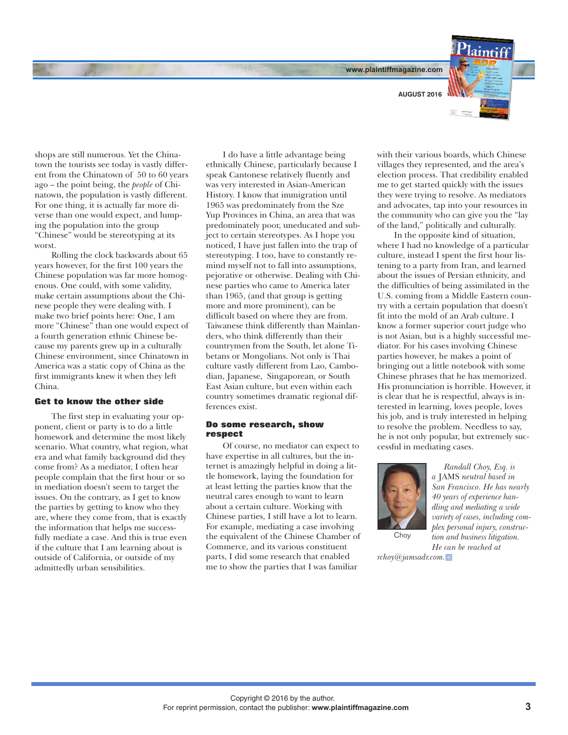shops are still numerous. Yet the Chinatown the tourists see today is vastly different from the Chinatown of 50 to 60 years ago – the point being, the *people* of Chinatown, the population is vastly different. For one thing, it is actually far more diverse than one would expect, and lumping the population into the group "Chinese" would be stereotyping at its worst.

Rolling the clock backwards about 65 years however, for the first 100 years the Chinese population was far more homogenous. One could, with some validity, make certain assumptions about the Chinese people they were dealing with. I make two brief points here: One, I am more "Chinese" than one would expect of a fourth generation ethnic Chinese because my parents grew up in a culturally Chinese environment, since Chinatown in America was a static copy of China as the first immigrants knew it when they left China.

## Get to know the other side

The first step in evaluating your opponent, client or party is to do a little homework and determine the most likely scenario. What country, what region, what era and what family background did they come from? As a mediator, I often hear people complain that the first hour or so in mediation doesn't seem to target the issues. On the contrary, as I get to know the parties by getting to know who they are, where they come from, that is exactly the information that helps me successfully mediate a case. And this is true even if the culture that I am learning about is outside of California, or outside of my admittedly urban sensibilities.

I do have a little advantage being ethnically Chinese, particularly because I speak Cantonese relatively fluently and was very interested in Asian-American History. I know that immigration until 1965 was predominately from the Sze Yup Provinces in China, an area that was predominately poor, uneducated and subject to certain stereotypes. As I hope you noticed, I have just fallen into the trap of stereotyping. I too, have to constantly remind myself not to fall into assumptions, pejorative or otherwise. Dealing with Chinese parties who came to America later than 1965, (and that group is getting more and more prominent), can be difficult based on where they are from. Taiwanese think differently than Mainlanders, who think differently than their countrymen from the South, let alone Tibetans or Mongolians. Not only is Thai culture vastly different from Lao, Cambodian, Japanese, Singaporean, or South East Asian culture, but even within each country sometimes dramatic regional differences exist.

## Do some research, show respect

Of course, no mediator can expect to have expertise in all cultures, but the internet is amazingly helpful in doing a little homework, laying the foundation for at least letting the parties know that the neutral cares enough to want to learn about a certain culture. Working with Chinese parties, I still have a lot to learn. For example, mediating a case involving the equivalent of the Chinese Chamber of Commerce, and its various constituent parts, I did some research that enabled me to show the parties that I was familiar with their various boards, which Chinese villages they represented, and the area's election process. That credibility enabled me to get started quickly with the issues they were trying to resolve. As mediators and advocates, tap into your resources in the community who can give you the "lay of the land," politically and culturally.

In the opposite kind of situation, where I had no knowledge of a particular culture, instead I spent the first hour listening to a party from Iran, and learned about the issues of Persian ethnicity, and the difficulties of being assimilated in the U.S. coming from a Middle Eastern country with a certain population that doesn't fit into the mold of an Arab culture. I know a former superior court judge who is not Asian, but is a highly successful mediator. For his cases involving Chinese parties however, he makes a point of bringing out a little notebook with some Chinese phrases that he has memorized. His pronunciation is horrible. However, it is clear that he is respectful, always is interested in learning, loves people, loves his job, and is truly interested in helping to resolve the problem. Needless to say, he is not only popular, but extremely successful in mediating cases.

Choy

*Randall Choy, Esq. is a* JAMS *neutral based in San Francisco. He has nearly 40 years of experience handling and mediating a wide variety of cases, including complex personal injury, construction and business litigation. He can be reached at rchoy@jamsadr.com.*